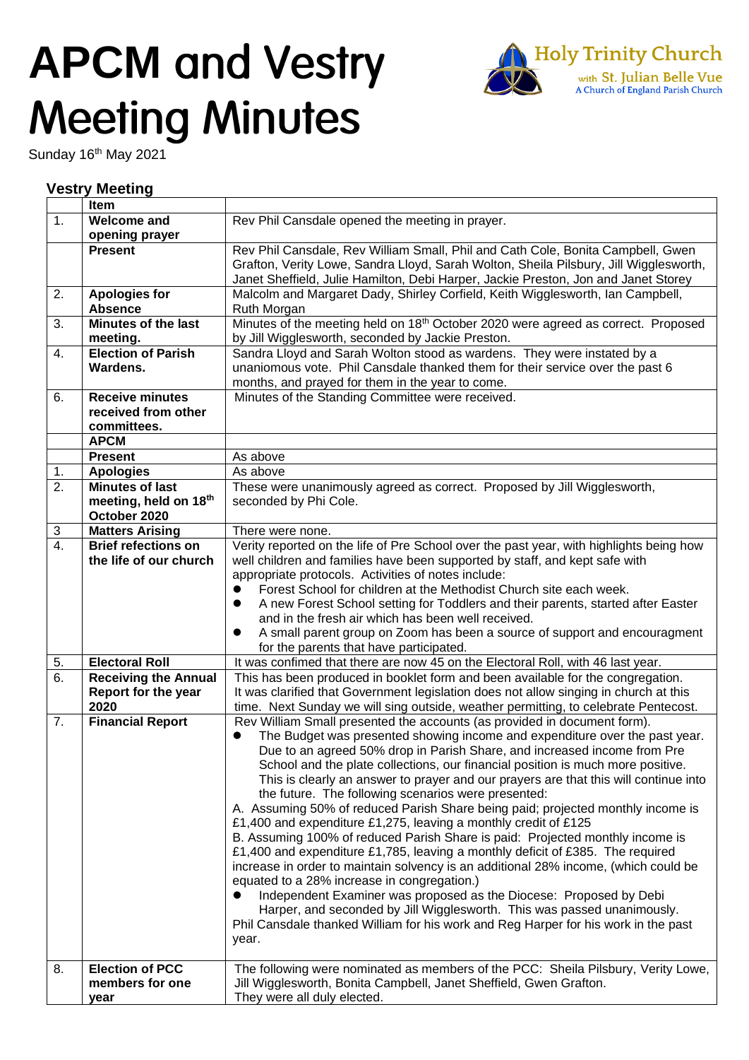# APCM and Vestry Meeting Minutes

**Holy Trinity Church**
with St. Julian Belle Vue
A Church of England Parish Church

Sunday 16th May 2021

## Vestry Meeting

| | Item | |
|---|---|---|
| 1. | **Welcome and opening prayer** | Rev Phil Cansdale opened the meeting in prayer. |
| | **Present** | Rev Phil Cansdale, Rev William Small, Phil and Cath Cole, Bonita Campbell, Gwen Grafton, Verity Lowe, Sandra Lloyd, Sarah Wolton, Sheila Pilsbury, Jill Wigglesworth, Janet Sheffield, Julie Hamilton, Debi Harper, Jackie Preston, Jon and Janet Storey |
| 2. | **Apologies for Absence** | Malcolm and Margaret Dady, Shirley Corfield, Keith Wigglesworth, Ian Campbell, Ruth Morgan |
| 3. | **Minutes of the last meeting.** | Minutes of the meeting held on 18th October 2020 were agreed as correct. Proposed by Jill Wigglesworth, seconded by Jackie Preston. |
| 4. | **Election of Parish Wardens.** | Sandra Lloyd and Sarah Wolton stood as wardens. They were instated by a unaniomous vote. Phil Cansdale thanked them for their service over the past 6 months, and prayed for them in the year to come. |
| 6. | **Receive minutes received from other committees.** | Minutes of the Standing Committee were received. |
| | **APCM** | |
| | **Present** | As above |
| 1. | **Apologies** | As above |
| 2. | **Minutes of last meeting, held on 18th October 2020** | These were unanimously agreed as correct. Proposed by Jill Wigglesworth, seconded by Phi Cole. |
| 3 | **Matters Arising** | There were none. |
| 4. | **Brief refections on the life of our church** | Verity reported on the life of Pre School over the past year, with highlights being how well children and families have been supported by staff, and kept safe with appropriate protocols. Activities of notes include:<br>● Forest School for children at the Methodist Church site each week.<br>● A new Forest School setting for Toddlers and their parents, started after Easter and in the fresh air which has been well received.<br>● A small parent group on Zoom has been a source of support and encouragment for the parents that have participated. |
| 5. | **Electoral Roll** | It was confimed that there are now 45 on the Electoral Roll, with 46 last year. |
| 6. | **Receiving the Annual Report for the year 2020** | This has been produced in booklet form and been available for the congregation. It was clarified that Government legislation does not allow singing in church at this time. Next Sunday we will sing outside, weather permitting, to celebrate Pentecost. |
| 7. | **Financial Report** | Rev William Small presented the accounts (as provided in document form).<br>● The Budget was presented showing income and expenditure over the past year. Due to an agreed 50% drop in Parish Share, and increased income from Pre School and the plate collections, our financial position is much more positive. This is clearly an answer to prayer and our prayers are that this will continue into the future. The following scenarios were presented:<br>A. Assuming 50% of reduced Parish Share being paid; projected monthly income is £1,400 and expenditure £1,275, leaving a monthly credit of £125<br>B. Assuming 100% of reduced Parish Share is paid: Projected monthly income is £1,400 and expenditure £1,785, leaving a monthly deficit of £385. The required increase in order to maintain solvency is an additional 28% income, (which could be equated to a 28% increase in congregation.)<br>● Independent Examiner was proposed as the Diocese: Proposed by Debi Harper, and seconded by Jill Wigglesworth. This was passed unanimously.<br>Phil Cansdale thanked William for his work and Reg Harper for his work in the past year. |
| 8. | **Election of PCC members for one year** | The following were nominated as members of the PCC: Sheila Pilsbury, Verity Lowe, Jill Wigglesworth, Bonita Campbell, Janet Sheffield, Gwen Grafton.<br>They were all duly elected. |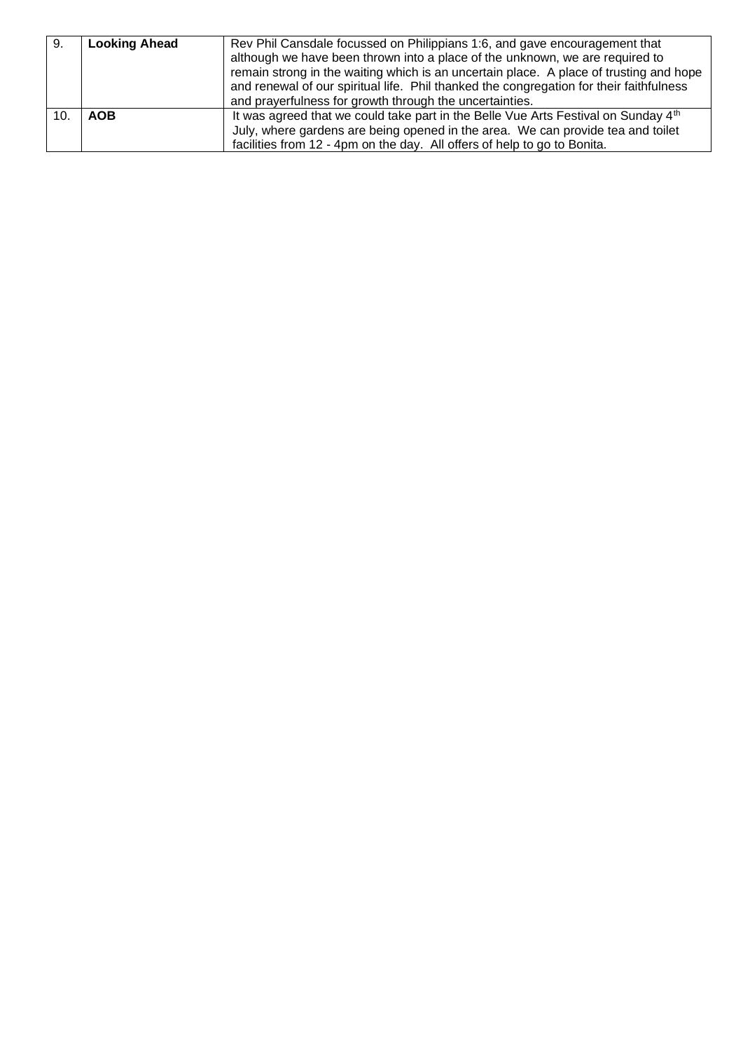| | | |
|---|---|---|
| 9. | **Looking Ahead** | Rev Phil Cansdale focussed on Philippians 1:6, and gave encouragement that although we have been thrown into a place of the unknown, we are required to remain strong in the waiting which is an uncertain place. A place of trusting and hope and renewal of our spiritual life. Phil thanked the congregation for their faithfulness and prayerfulness for growth through the uncertainties. |
| 10. | **AOB** | It was agreed that we could take part in the Belle Vue Arts Festival on Sunday 4th July, where gardens are being opened in the area. We can provide tea and toilet facilities from 12 - 4pm on the day. All offers of help to go to Bonita. |